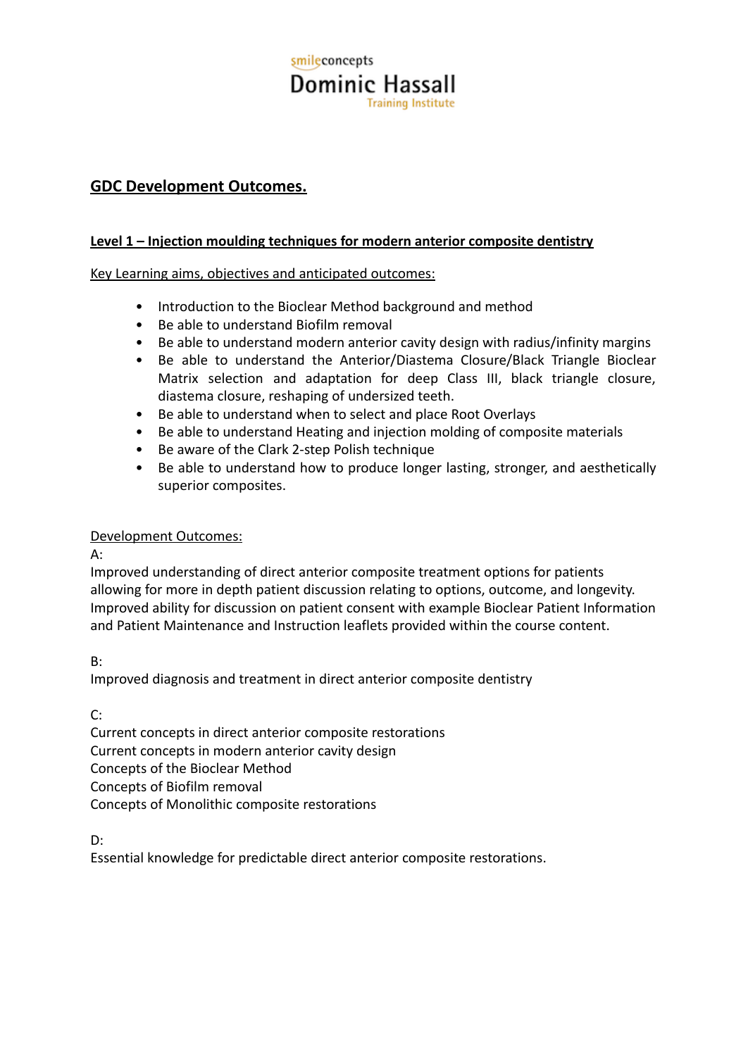smileconcepts
Dominic Hassall
Training Institute

## GDC Development Outcomes.

### Level 1 – Injection moulding techniques for modern anterior composite dentistry

Key Learning aims, objectives and anticipated outcomes:

- Introduction to the Bioclear Method background and method
- Be able to understand Biofilm removal
- Be able to understand modern anterior cavity design with radius/infinity margins
- Be able to understand the Anterior/Diastema Closure/Black Triangle Bioclear Matrix selection and adaptation for deep Class III, black triangle closure, diastema closure, reshaping of undersized teeth.
- Be able to understand when to select and place Root Overlays
- Be able to understand Heating and injection molding of composite materials
- Be aware of the Clark 2-step Polish technique
- Be able to understand how to produce longer lasting, stronger, and aesthetically superior composites.

Development Outcomes:

A:
Improved understanding of direct anterior composite treatment options for patients allowing for more in depth patient discussion relating to options, outcome, and longevity. Improved ability for discussion on patient consent with example Bioclear Patient Information and Patient Maintenance and Instruction leaflets provided within the course content.

B:
Improved diagnosis and treatment in direct anterior composite dentistry

C:
Current concepts in direct anterior composite restorations
Current concepts in modern anterior cavity design
Concepts of the Bioclear Method
Concepts of Biofilm removal
Concepts of Monolithic composite restorations

D:
Essential knowledge for predictable direct anterior composite restorations.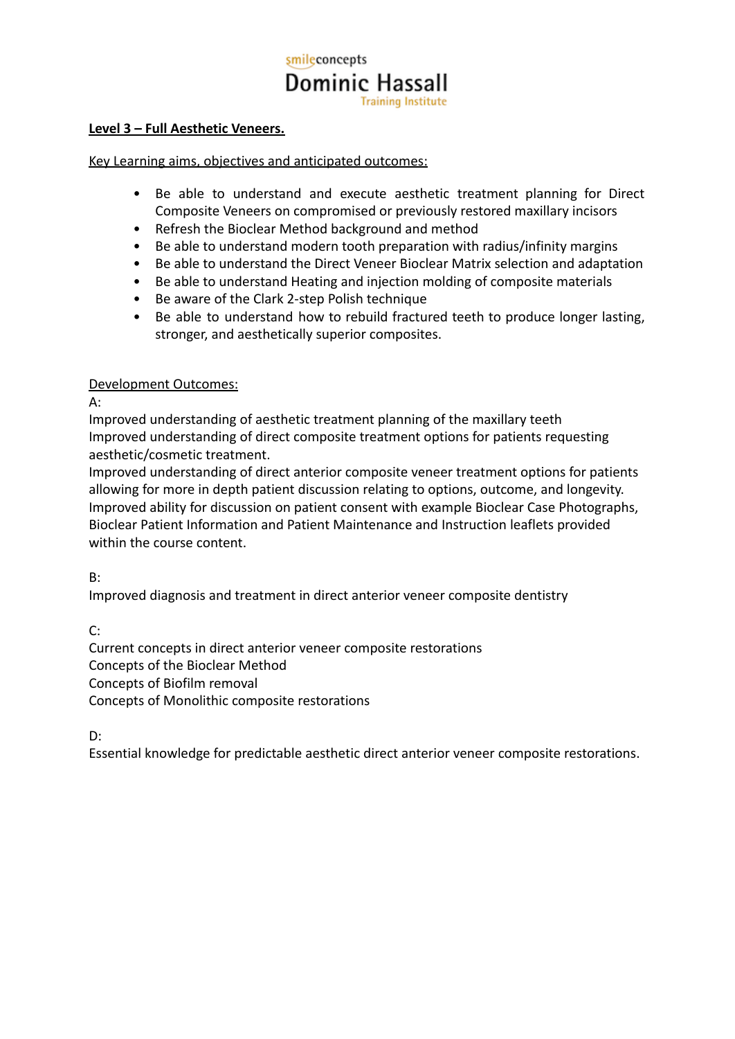smileconcepts
Dominic Hassall
Training Institute

**Level 3 – Full Aesthetic Veneers.**

Key Learning aims, objectives and anticipated outcomes:

- Be able to understand and execute aesthetic treatment planning for Direct Composite Veneers on compromised or previously restored maxillary incisors
- Refresh the Bioclear Method background and method
- Be able to understand modern tooth preparation with radius/infinity margins
- Be able to understand the Direct Veneer Bioclear Matrix selection and adaptation
- Be able to understand Heating and injection molding of composite materials
- Be aware of the Clark 2-step Polish technique
- Be able to understand how to rebuild fractured teeth to produce longer lasting, stronger, and aesthetically superior composites.

Development Outcomes:

A:
Improved understanding of aesthetic treatment planning of the maxillary teeth
Improved understanding of direct composite treatment options for patients requesting aesthetic/cosmetic treatment.
Improved understanding of direct anterior composite veneer treatment options for patients allowing for more in depth patient discussion relating to options, outcome, and longevity.
Improved ability for discussion on patient consent with example Bioclear Case Photographs, Bioclear Patient Information and Patient Maintenance and Instruction leaflets provided within the course content.

B:
Improved diagnosis and treatment in direct anterior veneer composite dentistry

C:
Current concepts in direct anterior veneer composite restorations
Concepts of the Bioclear Method
Concepts of Biofilm removal
Concepts of Monolithic composite restorations

D:
Essential knowledge for predictable aesthetic direct anterior veneer composite restorations.